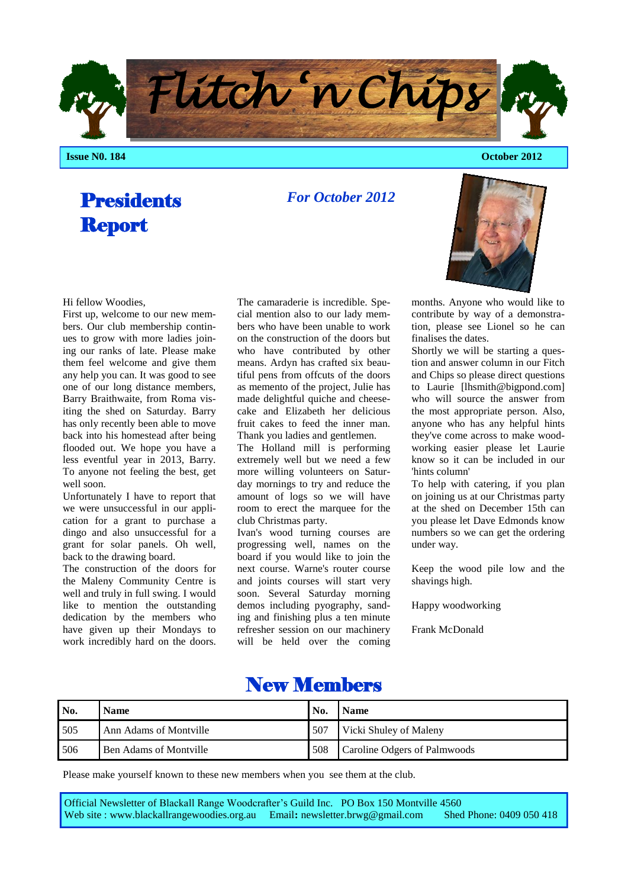# Flitch 'n Chips

**Issue N0. 184** **October 2012**

## Presidents Report

*For October 2012*

Hi fellow Woodies,

First up, welcome to our new members. Our club membership continues to grow with more ladies joining our ranks of late. Please make them feel welcome and give them any help you can. It was good to see one of our long distance members, Barry Braithwaite, from Roma visiting the shed on Saturday. Barry has only recently been able to move back into his homestead after being flooded out. We hope you have a less eventful year in 2013, Barry. To anyone not feeling the best, get well soon.

Unfortunately I have to report that we were unsuccessful in our application for a grant to purchase a dingo and also unsuccessful for a grant for solar panels. Oh well, back to the drawing board.

The construction of the doors for the Maleny Community Centre is well and truly in full swing. I would like to mention the outstanding dedication by the members who have given up their Mondays to work incredibly hard on the doors. The camaraderie is incredible. Special mention also to our lady members who have been unable to work on the construction of the doors but who have contributed by other means. Ardyn has crafted six beautiful pens from offcuts of the doors as memento of the project, Julie has made delightful quiche and cheesecake and Elizabeth her delicious fruit cakes to feed the inner man. Thank you ladies and gentlemen.

The Holland mill is performing extremely well but we need a few more willing volunteers on Saturday mornings to try and reduce the amount of logs so we will have room to erect the marquee for the club Christmas party.

Ivan's wood turning courses are progressing well, names on the board if you would like to join the next course. Warne's router course and joints courses will start very soon. Several Saturday morning demos including pyography, sanding and finishing plus a ten minute refresher session on our machinery will be held over the coming months. Anyone who would like to contribute by way of a demonstration, please see Lionel so he can finalises the dates.

Shortly we will be starting a question and answer column in our Fitch and Chips so please direct questions to Laurie [lhsmith@bigpond.com] who will source the answer from the most appropriate person. Also, anyone who has any helpful hints they've come across to make woodworking easier please let Laurie know so it can be included in our 'hints column'

To help with catering, if you plan on joining us at our Christmas party at the shed on December 15th can you please let Dave Edmonds know numbers so we can get the ordering under way.

Keep the wood pile low and the shavings high.

Happy woodworking

Frank McDonald

## New Members

| No. | Name | No. | Name |
|---|---|---|---|
| 505 | Ann Adams of Montville | 507 | Vicki Shuley of Maleny |
| 506 | Ben Adams of Montville | 508 | Caroline Odgers of Palmwoods |

Please make yourself known to these new members when you see them at the club.

Official Newsletter of Blackall Range Woodcrafter's Guild Inc. PO Box 150 Montville 4560
Web site : www.blackallrangewoodies.org.au Email: newsletter.brwg@gmail.com Shed Phone: 0409 050 418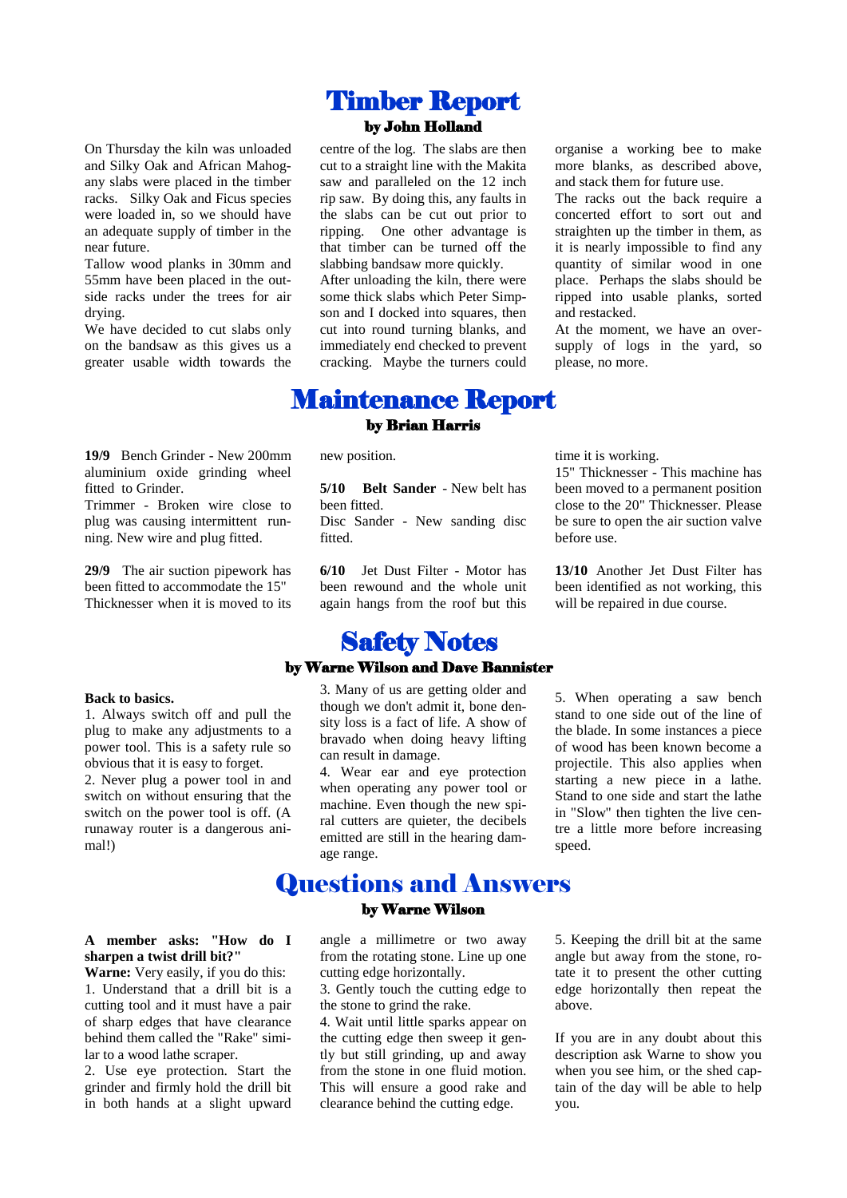# Timber Report

### by John Holland

On Thursday the kiln was unloaded and Silky Oak and African Mahogany slabs were placed in the timber racks. Silky Oak and Ficus species were loaded in, so we should have an adequate supply of timber in the near future.

Tallow wood planks in 30mm and 55mm have been placed in the outside racks under the trees for air drying.

We have decided to cut slabs only on the bandsaw as this gives us a greater usable width towards the centre of the log. The slabs are then cut to a straight line with the Makita saw and paralleled on the 12 inch rip saw. By doing this, any faults in the slabs can be cut out prior to ripping. One other advantage is that timber can be turned off the slabbing bandsaw more quickly.

After unloading the kiln, there were some thick slabs which Peter Simpson and I docked into squares, then cut into round turning blanks, and immediately end checked to prevent cracking. Maybe the turners could organise a working bee to make more blanks, as described above, and stack them for future use.

The racks out the back require a concerted effort to sort out and straighten up the timber in them, as it is nearly impossible to find any quantity of similar wood in one place. Perhaps the slabs should be ripped into usable planks, sorted and restacked.

At the moment, we have an oversupply of logs in the yard, so please, no more.

# Maintenance Report

### by Brian Harris

**19/9** Bench Grinder - New 200mm aluminium oxide grinding wheel fitted to Grinder.

Trimmer - Broken wire close to plug was causing intermittent running. New wire and plug fitted.

**29/9** The air suction pipework has been fitted to accommodate the 15" Thicknesser when it is moved to its new position.

**5/10** **Belt Sander** - New belt has been fitted.

Disc Sander - New sanding disc fitted.

**6/10** Jet Dust Filter - Motor has been rewound and the whole unit again hangs from the roof but this time it is working.

15" Thicknesser - This machine has been moved to a permanent position close to the 20" Thicknesser. Please be sure to open the air suction valve before use.

**13/10** Another Jet Dust Filter has been identified as not working, this will be repaired in due course.

# Safety Notes

### by Warne Wilson and Dave Bannister

**Back to basics.**

1. Always switch off and pull the plug to make any adjustments to a power tool. This is a safety rule so obvious that it is easy to forget.
2. Never plug a power tool in and switch on without ensuring that the switch on the power tool is off. (A runaway router is a dangerous animal!)
3. Many of us are getting older and though we don't admit it, bone density loss is a fact of life. A show of bravado when doing heavy lifting can result in damage.
4. Wear ear and eye protection when operating any power tool or machine. Even though the new spiral cutters are quieter, the decibels emitted are still in the hearing damage range.
5. When operating a saw bench stand to one side out of the line of the blade. In some instances a piece of wood has been known become a projectile. This also applies when starting a new piece in a lathe. Stand to one side and start the lathe in "Slow" then tighten the live centre a little more before increasing speed.

# Questions and Answers

### by Warne Wilson

**A member asks: "How do I sharpen a twist drill bit?"**

**Warne:** Very easily, if you do this:

1. Understand that a drill bit is a cutting tool and it must have a pair of sharp edges that have clearance behind them called the "Rake" similar to a wood lathe scraper.
2. Use eye protection. Start the grinder and firmly hold the drill bit in both hands at a slight upward angle a millimetre or two away from the rotating stone. Line up one cutting edge horizontally.
3. Gently touch the cutting edge to the stone to grind the rake.
4. Wait until little sparks appear on the cutting edge then sweep it gently but still grinding, up and away from the stone in one fluid motion. This will ensure a good rake and clearance behind the cutting edge.
5. Keeping the drill bit at the same angle but away from the stone, rotate it to present the other cutting edge horizontally then repeat the above.

If you are in any doubt about this description ask Warne to show you when you see him, or the shed captain of the day will be able to help you.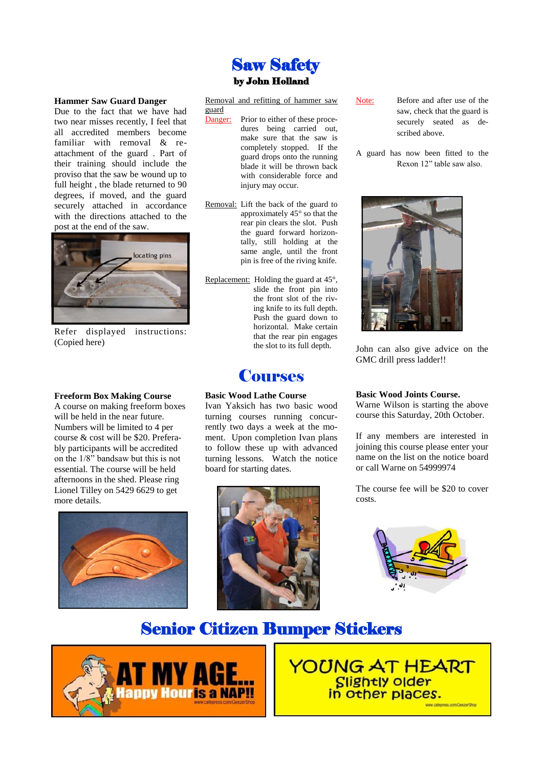# Saw Safety

**by John Holland**

**Hammer Saw Guard Danger**

Due to the fact that we have had two near misses recently, I feel that all accredited members become familiar with removal & re-attachment of the guard . Part of their training should include the proviso that the saw be wound up to full height , the blade returned to 90 degrees, if moved, and the guard securely attached in accordance with the directions attached to the post at the end of the saw.

Refer displayed instructions: (Copied here)

Removal and refitting of hammer saw guard

Danger: Prior to either of these procedures being carried out, make sure that the saw is completely stopped. If the guard drops onto the running blade it will be thrown back with considerable force and injury may occur.

Removal: Lift the back of the guard to approximately 45° so that the rear pin clears the slot. Push the guard forward horizontally, still holding at the same angle, until the front pin is free of the riving knife.

Replacement: Holding the guard at 45°, slide the front pin into the front slot of the riving knife to its full depth. Push the guard down to horizontal. Make certain that the rear pin engages the slot to its full depth.

Note: Before and after use of the saw, check that the guard is securely seated as described above.

A guard has now been fitted to the Rexon 12" table saw also.

John can also give advice on the GMC drill press ladder!!

# Courses

**Freeform Box Making Course**

A course on making freeform boxes will be held in the near future. Numbers will be limited to 4 per course & cost will be $20. Preferably participants will be accredited on the 1/8" bandsaw but this is not essential. The course will be held afternoons in the shed. Please ring Lionel Tilley on 5429 6629 to get more details.

**Basic Wood Lathe Course**

Ivan Yaksich has two basic wood turning courses running concurrently two days a week at the moment. Upon completion Ivan plans to follow these up with advanced turning lessons. Watch the notice board for starting dates.

**Basic Wood Joints Course.**

Warne Wilson is starting the above course this Saturday, 20th October.

If any members are interested in joining this course please enter your name on the list on the notice board or call Warne on 54999974

The course fee will be $20 to cover costs.

# Senior Citizen Bumper Stickers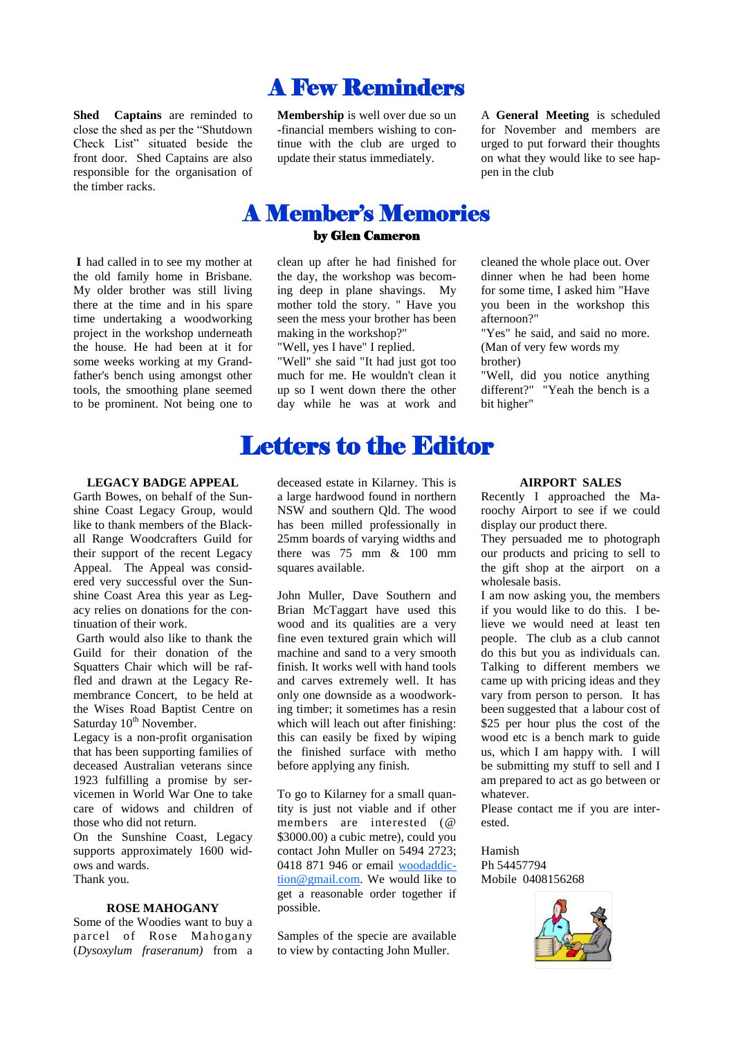# A Few Reminders

**Shed Captains** are reminded to close the shed as per the "Shutdown Check List" situated beside the front door. Shed Captains are also responsible for the organisation of the timber racks.

**Membership** is well over due so un-financial members wishing to continue with the club are urged to update their status immediately.

A **General Meeting** is scheduled for November and members are urged to put forward their thoughts on what they would like to see happen in the club

# A Member's Memories

**by Glen Cameron**

**I** had called in to see my mother at the old family home in Brisbane. My older brother was still living there at the time and in his spare time undertaking a woodworking project in the workshop underneath the house. He had been at it for some weeks working at my Grandfather's bench using amongst other tools, the smoothing plane seemed to be prominent. Not being one to clean up after he had finished for the day, the workshop was becoming deep in plane shavings. My mother told the story. " Have you seen the mess your brother has been making in the workshop?"

"Well, yes I have" I replied.

"Well" she said "It had just got too much for me. He wouldn't clean it up so I went down there the other day while he was at work and cleaned the whole place out. Over dinner when he had been home for some time, I asked him "Have you been in the workshop this afternoon?"

"Yes" he said, and said no more. (Man of very few words my brother)

"Well, did you notice anything different?" "Yeah the bench is a bit higher"

# Letters to the Editor

**LEGACY BADGE APPEAL**

Garth Bowes, on behalf of the Sunshine Coast Legacy Group, would like to thank members of the Blackall Range Woodcrafters Guild for their support of the recent Legacy Appeal. The Appeal was considered very successful over the Sunshine Coast Area this year as Legacy relies on donations for the continuation of their work.

Garth would also like to thank the Guild for their donation of the Squatters Chair which will be raffled and drawn at the Legacy Remembrance Concert, to be held at the Wises Road Baptist Centre on Saturday 10th November.

Legacy is a non-profit organisation that has been supporting families of deceased Australian veterans since 1923 fulfilling a promise by servicemen in World War One to take care of widows and children of those who did not return.

On the Sunshine Coast, Legacy supports approximately 1600 widows and wards.

Thank you.

**ROSE MAHOGANY**

Some of the Woodies want to buy a parcel of Rose Mahogany (*Dysoxylum fraseranum)* from a deceased estate in Kilarney. This is a large hardwood found in northern NSW and southern Qld. The wood has been milled professionally in 25mm boards of varying widths and there was 75 mm & 100 mm squares available.

John Muller, Dave Southern and Brian McTaggart have used this wood and its qualities are a very fine even textured grain which will machine and sand to a very smooth finish. It works well with hand tools and carves extremely well. It has only one downside as a woodworking timber; it sometimes has a resin which will leach out after finishing: this can easily be fixed by wiping the finished surface with metho before applying any finish.

To go to Kilarney for a small quantity is just not viable and if other members are interested (@ $3000.00) a cubic metre), could you contact John Muller on 5494 2723; 0418 871 946 or email woodaddiction@gmail.com. We would like to get a reasonable order together if possible.

Samples of the specie are available to view by contacting John Muller.

**AIRPORT SALES**

Recently I approached the Maroochy Airport to see if we could display our product there.

They persuaded me to photograph our products and pricing to sell to the gift shop at the airport on a wholesale basis.

I am now asking you, the members if you would like to do this. I believe we would need at least ten people. The club as a club cannot do this but you as individuals can. Talking to different members we came up with pricing ideas and they vary from person to person. It has been suggested that a labour cost of $25 per hour plus the cost of the wood etc is a bench mark to guide us, which I am happy with. I will be submitting my stuff to sell and I am prepared to act as go between or whatever.

Please contact me if you are interested.

Hamish
Ph 54457794
Mobile 0408156268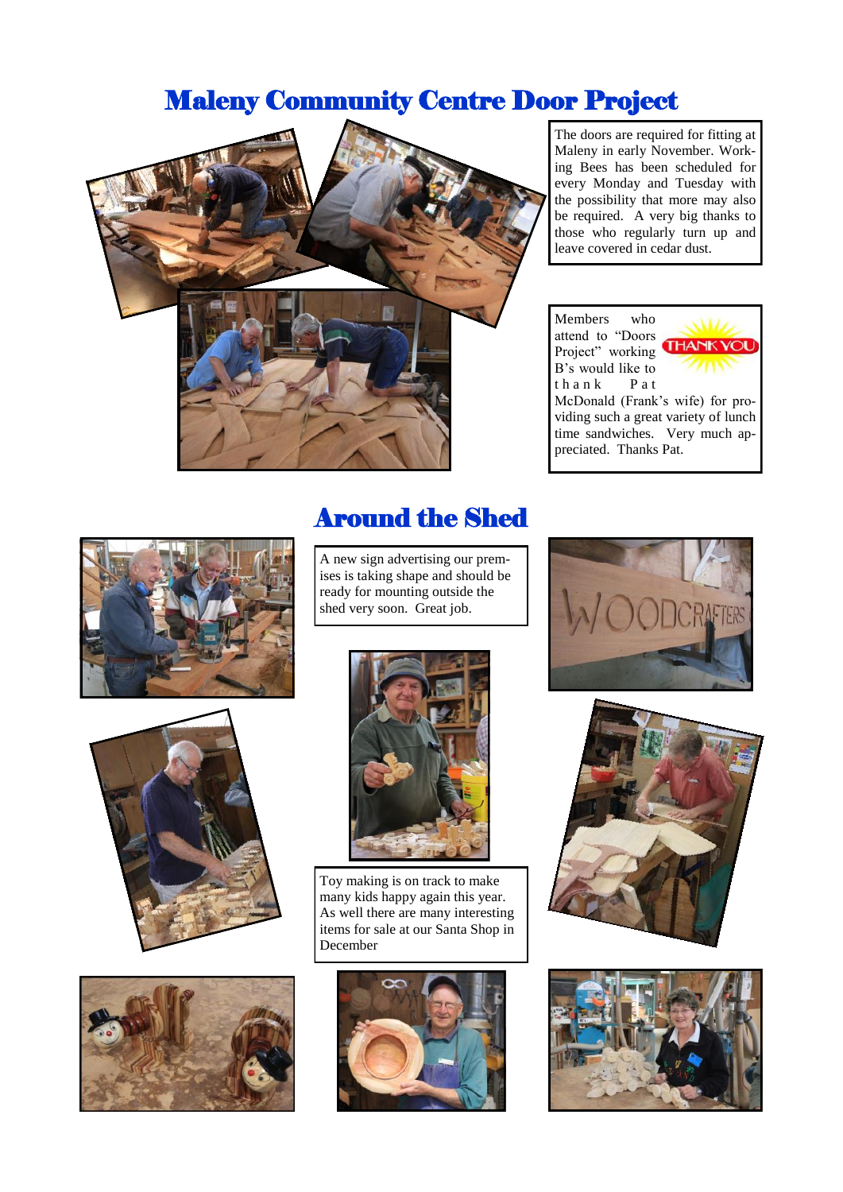# Maleny Community Centre Door Project

The doors are required for fitting at Maleny in early November. Working Bees has been scheduled for every Monday and Tuesday with the possibility that more may also be required. A very big thanks to those who regularly turn up and leave covered in cedar dust.

Members who attend to "Doors Project" working B's would like to thank Pat McDonald (Frank's wife) for providing such a great variety of lunch time sandwiches. Very much appreciated. Thanks Pat.

# Around the Shed

A new sign advertising our premises is taking shape and should be ready for mounting outside the shed very soon. Great job.

Toy making is on track to make many kids happy again this year. As well there are many interesting items for sale at our Santa Shop in December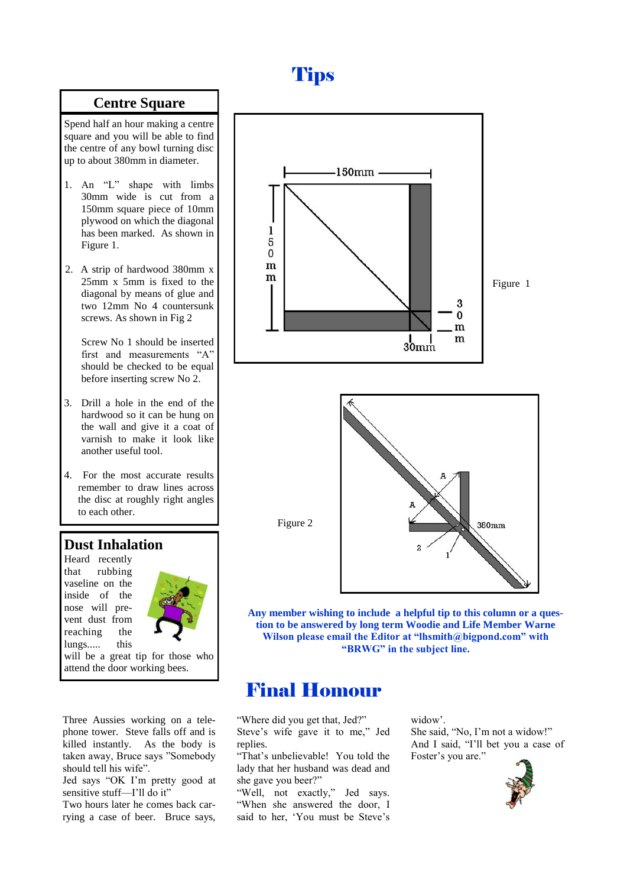# Tips

## Centre Square

Spend half an hour making a centre square and you will be able to find the centre of any bowl turning disc up to about 380mm in diameter.

1. An "L" shape with limbs 30mm wide is cut from a 150mm square piece of 10mm plywood on which the diagonal has been marked. As shown in Figure 1.

2. A strip of hardwood 380mm x 25mm x 5mm is fixed to the diagonal by means of glue and two 12mm No 4 countersunk screws. As shown in Fig 2

   Screw No 1 should be inserted first and measurements "A" should be checked to be equal before inserting screw No 2.

3. Drill a hole in the end of the hardwood so it can be hung on the wall and give it a coat of varnish to make it look like another useful tool.

4. For the most accurate results remember to draw lines across the disc at roughly right angles to each other.

Figure 1

Figure 2

**Any member wishing to include a helpful tip to this column or a question to be answered by long term Woodie and Life Member Warne Wilson please email the Editor at "lhsmith@bigpond.com" with "BRWG" in the subject line.**

## Dust Inhalation

Heard recently that rubbing vaseline on the inside of the nose will prevent dust from reaching the lungs..... this will be a great tip for those who attend the door working bees.

# Final Homour

Three Aussies working on a telephone tower. Steve falls off and is killed instantly. As the body is taken away, Bruce says "Somebody should tell his wife".

Jed says "OK I'm pretty good at sensitive stuff—I'll do it"

Two hours later he comes back carrying a case of beer. Bruce says, "Where did you get that, Jed?"

"Steve's wife gave it to me," Jed replies.

"That's unbelievable! You told the lady that her husband was dead and she gave you beer?"

"Well, not exactly," Jed says. "When she answered the door, I said to her, 'You must be Steve's widow'.

She said, "No, I'm not a widow!"

And I said, "I'll bet you a case of Foster's you are."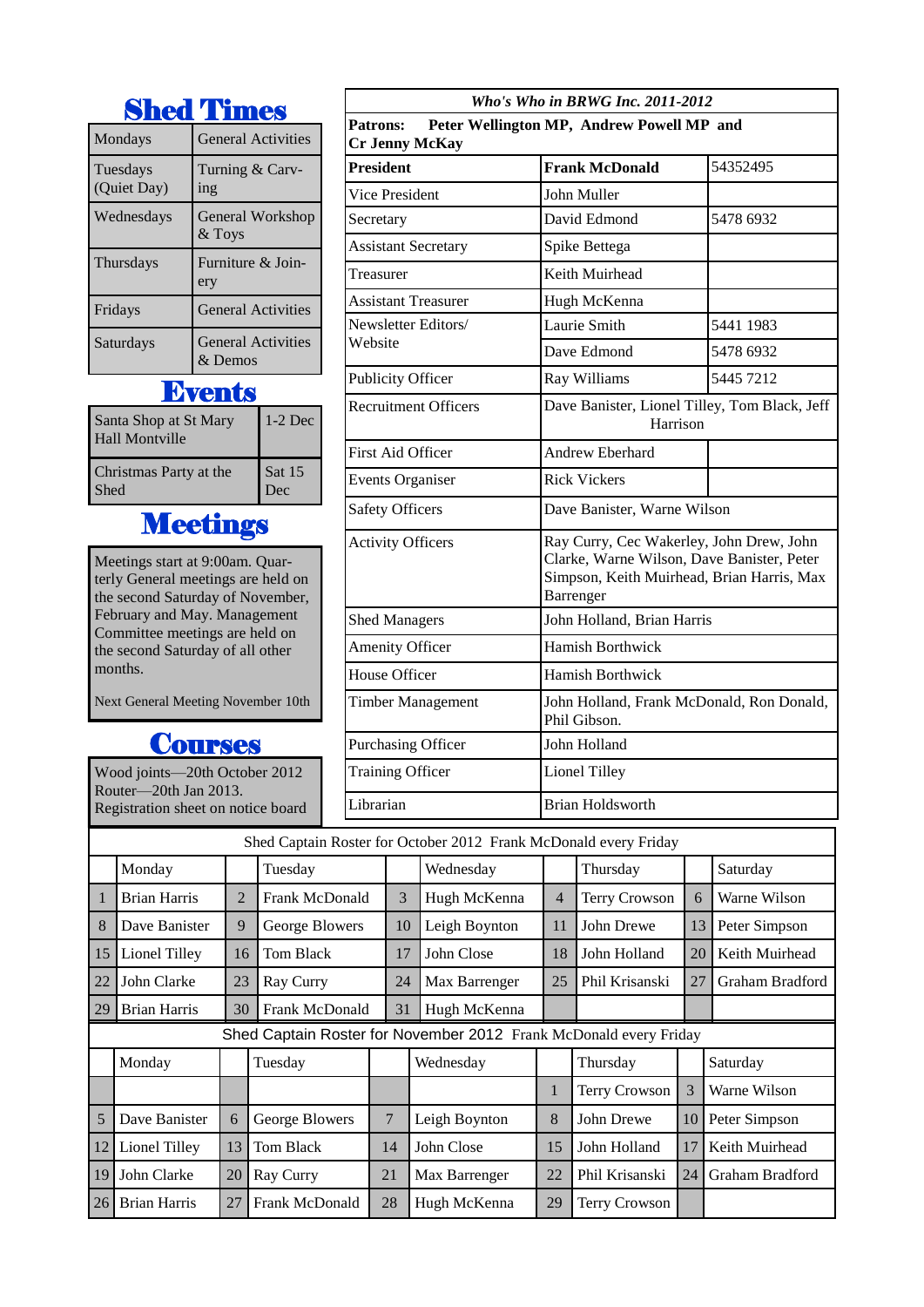## Shed Times

| Mondays | General Activities |
|---|---|
| Tuesdays (Quiet Day) | Turning & Carving |
| Wednesdays | General Workshop & Toys |
| Thursdays | Furniture & Joinery |
| Fridays | General Activities |
| Saturdays | General Activities & Demos |

## Events

| Santa Shop at St Mary Hall Montville | 1-2 Dec |
|---|---|
| Christmas Party at the Shed | Sat 15 Dec |

## Meetings

Meetings start at 9:00am. Quarterly General meetings are held on the second Saturday of November, February and May. Management Committee meetings are held on the second Saturday of all other months.

Next General Meeting November 10th

## Courses

Wood joints—20th October 2012
Router—20th Jan 2013.
Registration sheet on notice board

| *Who's Who in BRWG Inc. 2011-2012* | | |
|---|---|---|
| **Patrons: Peter Wellington MP, Andrew Powell MP and Cr Jenny McKay** | | |
| **President** | **Frank McDonald** | 54352495 |
| Vice President | John Muller | |
| Secretary | David Edmond | 5478 6932 |
| Assistant Secretary | Spike Bettega | |
| Treasurer | Keith Muirhead | |
| Assistant Treasurer | Hugh McKenna | |
| Newsletter Editors/ Website | Laurie Smith | 5441 1983 |
| | Dave Edmond | 5478 6932 |
| Publicity Officer | Ray Williams | 5445 7212 |
| Recruitment Officers | Dave Banister, Lionel Tilley, Tom Black, Jeff Harrison | |
| First Aid Officer | Andrew Eberhard | |
| Events Organiser | Rick Vickers | |
| Safety Officers | Dave Banister, Warne Wilson | |
| Activity Officers | Ray Curry, Cec Wakerley, John Drew, John Clarke, Warne Wilson, Dave Banister, Peter Simpson, Keith Muirhead, Brian Harris, Max Barrenger | |
| Shed Managers | John Holland, Brian Harris | |
| Amenity Officer | Hamish Borthwick | |
| House Officer | Hamish Borthwick | |
| Timber Management | John Holland, Frank McDonald, Ron Donald, Phil Gibson. | |
| Purchasing Officer | John Holland | |
| Training Officer | Lionel Tilley | |
| Librarian | Brian Holdsworth | |

| Shed Captain Roster for October 2012 Frank McDonald every Friday | | | | | | | | | |
|---|---|---|---|---|---|---|---|---|---|
| | Monday | | Tuesday | | Wednesday | | Thursday | | Saturday |
| 1 | Brian Harris | 2 | Frank McDonald | 3 | Hugh McKenna | 4 | Terry Crowson | 6 | Warne Wilson |
| 8 | Dave Banister | 9 | George Blowers | 10 | Leigh Boynton | 11 | John Drewe | 13 | Peter Simpson |
| 15 | Lionel Tilley | 16 | Tom Black | 17 | John Close | 18 | John Holland | 20 | Keith Muirhead |
| 22 | John Clarke | 23 | Ray Curry | 24 | Max Barrenger | 25 | Phil Krisanski | 27 | Graham Bradford |
| 29 | Brian Harris | 30 | Frank McDonald | 31 | Hugh McKenna | | | | |

| Shed Captain Roster for November 2012 Frank McDonald every Friday | | | | | | | | | |
|---|---|---|---|---|---|---|---|---|---|
| | Monday | | Tuesday | | Wednesday | | Thursday | | Saturday |
| | | | | | | 1 | Terry Crowson | 3 | Warne Wilson |
| 5 | Dave Banister | 6 | George Blowers | 7 | Leigh Boynton | 8 | John Drewe | 10 | Peter Simpson |
| 12 | Lionel Tilley | 13 | Tom Black | 14 | John Close | 15 | John Holland | 17 | Keith Muirhead |
| 19 | John Clarke | 20 | Ray Curry | 21 | Max Barrenger | 22 | Phil Krisanski | 24 | Graham Bradford |
| 26 | Brian Harris | 27 | Frank McDonald | 28 | Hugh McKenna | 29 | Terry Crowson | | |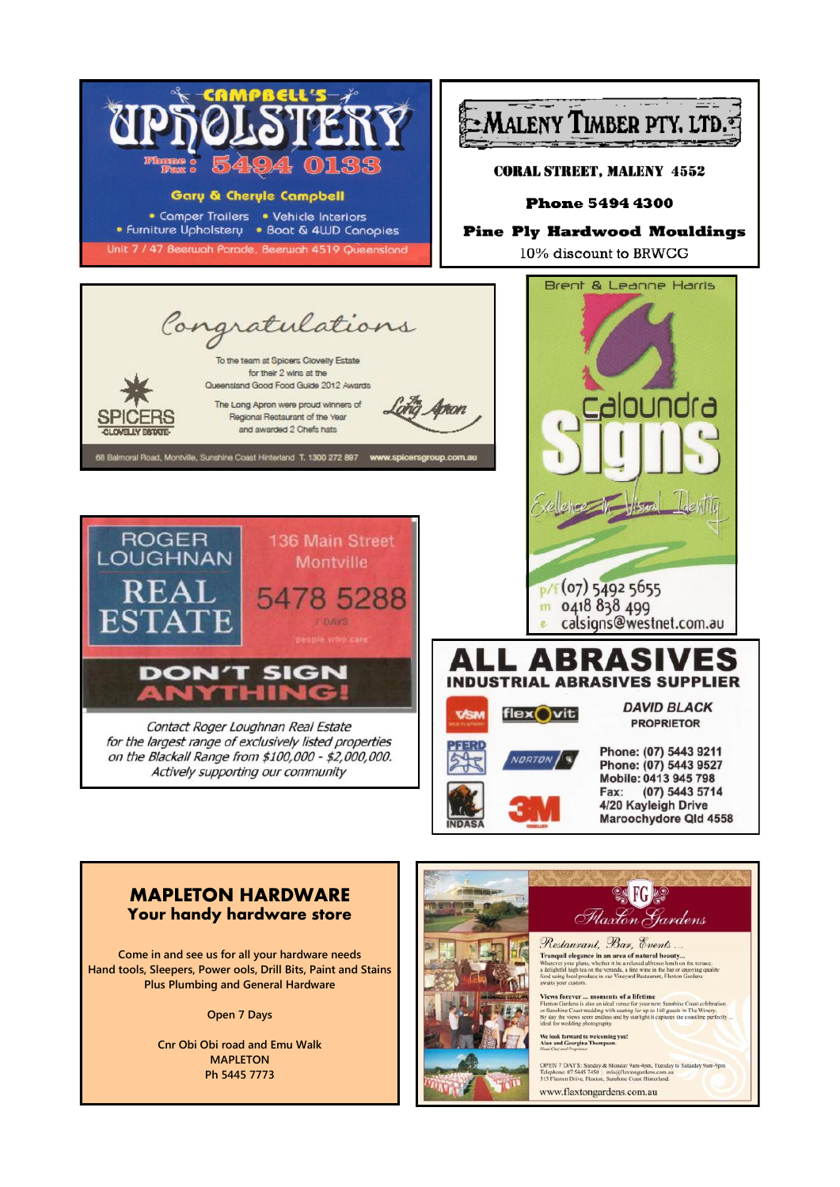## CAMPBELL'S UPHOLSTERY

Phone / Fax: 5494 0133

Gary & Cheryle Campbell

- Camper Trailers
- Vehicle Interiors
- Furniture Upholstery
- Boat & 4WD Canopies

Unit 7 / 47 Beerwah Parade, Beerwah 4519 Queensland

## MALENY TIMBER PTY. LTD.

**CORAL STREET, MALENY 4552**

**Phone 5494 4300**

**Pine Ply Hardwood Mouldings**

10% discount to BRWCG

## Congratulations

To the team at Spicers Clovelly Estate for their 2 wins at the Queensland Good Food Guide 2012 Awards

The Long Apron were proud winners of Regional Restaurant of the Year and awarded 2 Chefs hats

SPICERS CLOVELLY ESTATE — The Long Apron

68 Balmoral Road, Montville, Sunshine Coast Hinterland T. 1300 272 897 www.spicersgroup.com.au

## Caloundra Signs

Brent & Leanne Harris

Excellence in Visual Identity

p/f (07) 5492 5655
m 0418 838 499
e calsigns@westnet.com.au

## ROGER LOUGHNAN REAL ESTATE

136 Main Street Montville

5478 5288

7 DAYS

people who care

**DON'T SIGN ANYTHING!**

*Contact Roger Loughnan Real Estate for the largest range of exclusively listed properties on the Blackall Range from $100,000 - $2,000,000. Actively supporting our community*

## ALL ABRASIVES

**INDUSTRIAL ABRASIVES SUPPLIER**

VSM, flexovit, PFERD, NORTON, INDASA, 3M

*DAVID BLACK*
PROPRIETOR

Phone: (07) 5443 9211
Phone: (07) 5443 9527
Mobile: 0413 945 798
Fax: (07) 5443 5714
4/20 Kayleigh Drive
Maroochydore Qld 4558

## MAPLETON HARDWARE

**Your handy hardware store**

Come in and see us for all your hardware needs
Hand tools, Sleepers, Power ools, Drill Bits, Paint and Stains
Plus Plumbing and General Hardware

Open 7 Days

Cnr Obi Obi road and Emu Walk
MAPLETON
Ph 5445 7773

## Flaxton Gardens

*Restaurant, Bar, Events ...*

**Tranquil elegance in an area of natural beauty...**
Whatever your plans, whether it be a relaxed alfresco lunch on the terrace, a delightful high tea on the veranda, a fine wine in the bar or enjoying quality food using local produce in our Vineyard Restaurant, Flaxton Gardens awaits your custom.

**Views forever ... moments of a lifetime**
Flaxton Gardens is also an ideal venue for your next Sunshine Coast celebration or Sunshine Coast wedding with seating for up to 160 guests in The Winery. By day the views seem endless and by starlight it captures the coastline perfectly ... ideal for wedding photography.

**We look forward to welcoming you!**
Alan and Georgina Thompson.

OPEN 7 DAYS: Sunday & Monday 9am-4pm, Tuesday to Saturday 9am-9pm
Telephone: 07 5445 7450 | info@flaxtongardens.com.au
313 Flaxton Drive, Flaxton, Sunshine Coast Hinterland.

www.flaxtongardens.com.au